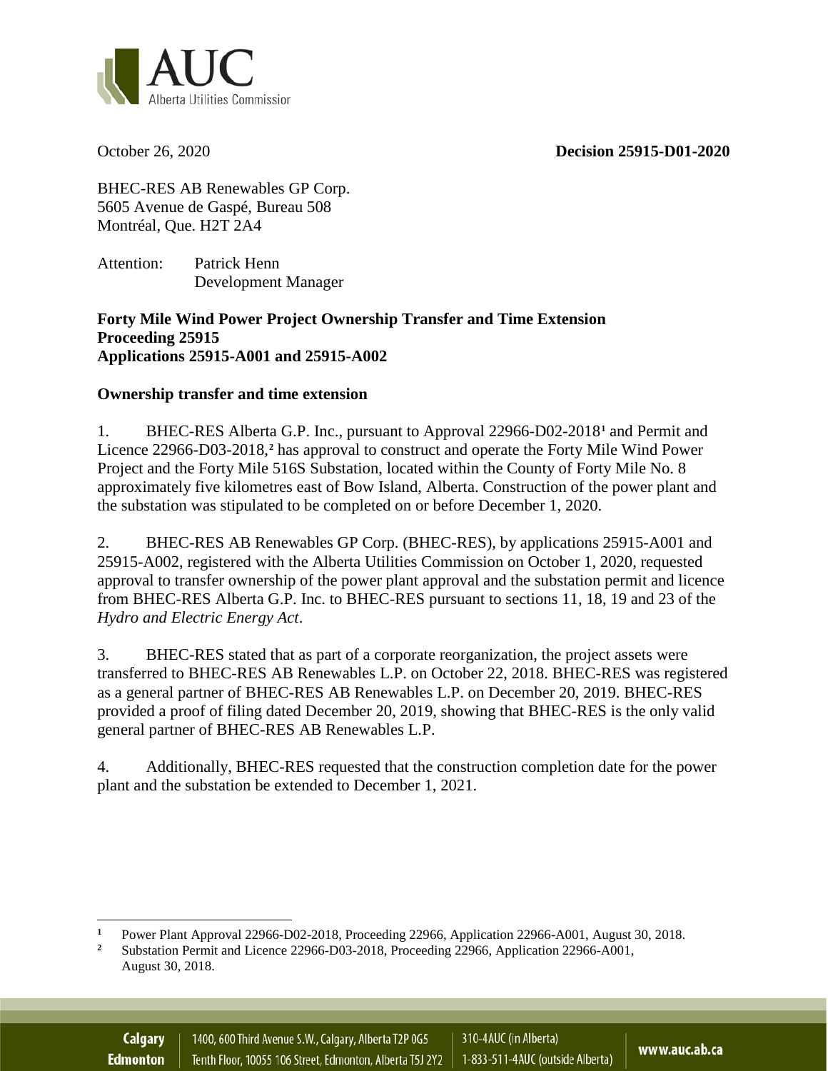October 26, 2020 **Decision 25915-D01-2020**

BHEC-RES AB Renewables GP Corp.
5605 Avenue de Gaspé, Bureau 508
Montréal, Que. H2T 2A4

Attention: Patrick Henn
Development Manager

**Forty Mile Wind Power Project Ownership Transfer and Time Extension**
**Proceeding 25915**
**Applications 25915-A001 and 25915-A002**

**Ownership transfer and time extension**

1. BHEC-RES Alberta G.P. Inc., pursuant to Approval 22966-D02-2018[1] and Permit and Licence 22966-D03-2018,[2] has approval to construct and operate the Forty Mile Wind Power Project and the Forty Mile 516S Substation, located within the County of Forty Mile No. 8 approximately five kilometres east of Bow Island, Alberta. Construction of the power plant and the substation was stipulated to be completed on or before December 1, 2020.

2. BHEC-RES AB Renewables GP Corp. (BHEC-RES), by applications 25915-A001 and 25915-A002, registered with the Alberta Utilities Commission on October 1, 2020, requested approval to transfer ownership of the power plant approval and the substation permit and licence from BHEC-RES Alberta G.P. Inc. to BHEC-RES pursuant to sections 11, 18, 19 and 23 of the *Hydro and Electric Energy Act*.

3. BHEC-RES stated that as part of a corporate reorganization, the project assets were transferred to BHEC-RES AB Renewables L.P. on October 22, 2018. BHEC-RES was registered as a general partner of BHEC-RES AB Renewables L.P. on December 20, 2019. BHEC-RES provided a proof of filing dated December 20, 2019, showing that BHEC-RES is the only valid general partner of BHEC-RES AB Renewables L.P.

4. Additionally, BHEC-RES requested that the construction completion date for the power plant and the substation be extended to December 1, 2021.

---

[1] Power Plant Approval 22966-D02-2018, Proceeding 22966, Application 22966-A001, August 30, 2018.

[2] Substation Permit and Licence 22966-D03-2018, Proceeding 22966, Application 22966-A001, August 30, 2018.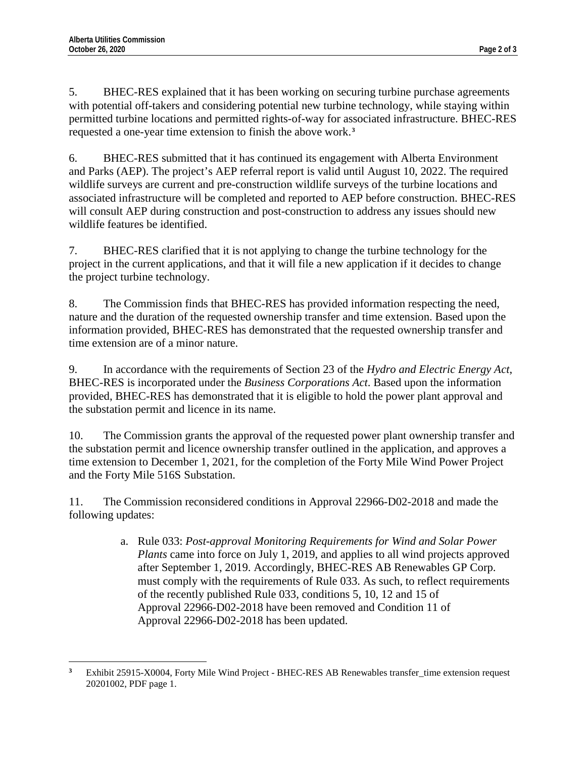5. BHEC-RES explained that it has been working on securing turbine purchase agreements with potential off-takers and considering potential new turbine technology, while staying within permitted turbine locations and permitted rights-of-way for associated infrastructure. BHEC-RES requested a one-year time extension to finish the above work.[3]

6. BHEC-RES submitted that it has continued its engagement with Alberta Environment and Parks (AEP). The project's AEP referral report is valid until August 10, 2022. The required wildlife surveys are current and pre-construction wildlife surveys of the turbine locations and associated infrastructure will be completed and reported to AEP before construction. BHEC-RES will consult AEP during construction and post-construction to address any issues should new wildlife features be identified.

7. BHEC-RES clarified that it is not applying to change the turbine technology for the project in the current applications, and that it will file a new application if it decides to change the project turbine technology.

8. The Commission finds that BHEC-RES has provided information respecting the need, nature and the duration of the requested ownership transfer and time extension. Based upon the information provided, BHEC-RES has demonstrated that the requested ownership transfer and time extension are of a minor nature.

9. In accordance with the requirements of Section 23 of the *Hydro and Electric Energy Act*, BHEC-RES is incorporated under the *Business Corporations Act*. Based upon the information provided, BHEC-RES has demonstrated that it is eligible to hold the power plant approval and the substation permit and licence in its name.

10. The Commission grants the approval of the requested power plant ownership transfer and the substation permit and licence ownership transfer outlined in the application, and approves a time extension to December 1, 2021, for the completion of the Forty Mile Wind Power Project and the Forty Mile 516S Substation.

11. The Commission reconsidered conditions in Approval 22966-D02-2018 and made the following updates:

   a. Rule 033: *Post-approval Monitoring Requirements for Wind and Solar Power Plants* came into force on July 1, 2019, and applies to all wind projects approved after September 1, 2019. Accordingly, BHEC-RES AB Renewables GP Corp. must comply with the requirements of Rule 033. As such, to reflect requirements of the recently published Rule 033, conditions 5, 10, 12 and 15 of Approval 22966-D02-2018 have been removed and Condition 11 of Approval 22966-D02-2018 has been updated.

---

[3] Exhibit 25915-X0004, Forty Mile Wind Project - BHEC-RES AB Renewables transfer_time extension request 20201002, PDF page 1.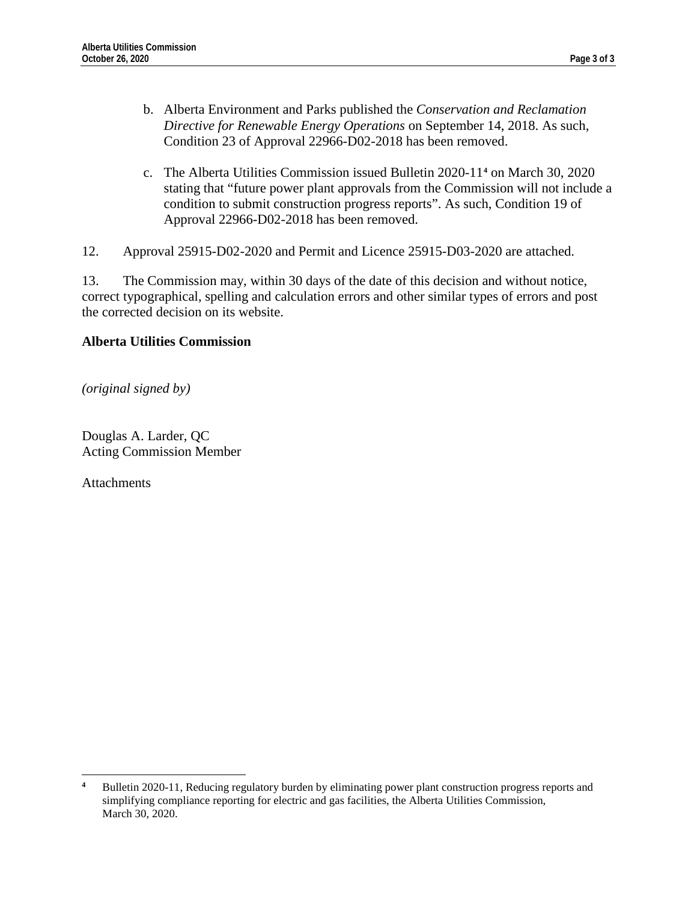b. Alberta Environment and Parks published the *Conservation and Reclamation Directive for Renewable Energy Operations* on September 14, 2018. As such, Condition 23 of Approval 22966-D02-2018 has been removed.

c. The Alberta Utilities Commission issued Bulletin 2020-11[4] on March 30, 2020 stating that "future power plant approvals from the Commission will not include a condition to submit construction progress reports". As such, Condition 19 of Approval 22966-D02-2018 has been removed.

12. Approval 25915-D02-2020 and Permit and Licence 25915-D03-2020 are attached.

13. The Commission may, within 30 days of the date of this decision and without notice, correct typographical, spelling and calculation errors and other similar types of errors and post the corrected decision on its website.

**Alberta Utilities Commission**

*(original signed by)*

Douglas A. Larder, QC
Acting Commission Member

Attachments

---

[4] Bulletin 2020-11, Reducing regulatory burden by eliminating power plant construction progress reports and simplifying compliance reporting for electric and gas facilities, the Alberta Utilities Commission, March 30, 2020.